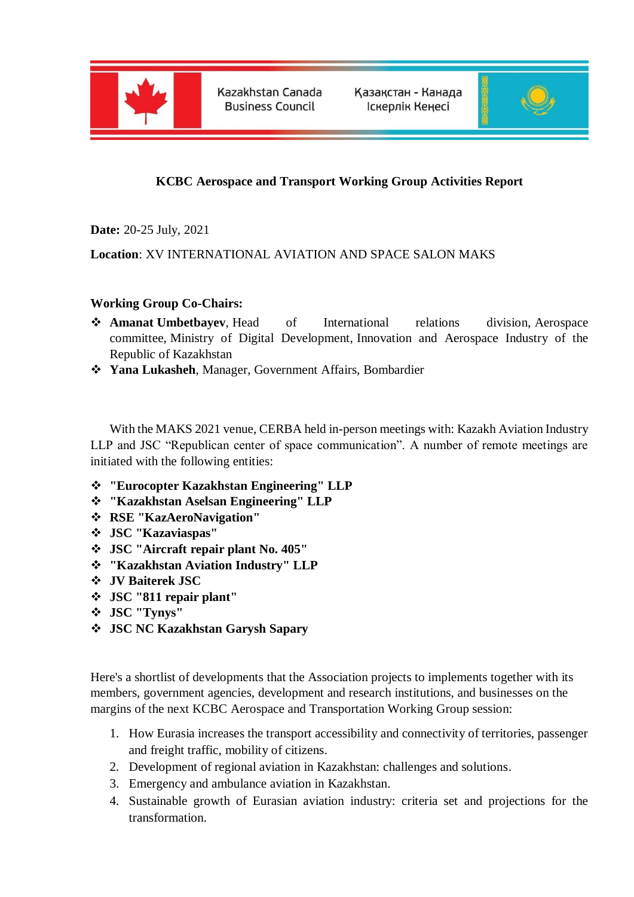Kazakhstan Canada Business Council

Қазақстан - Канада Іскерлік Кеңесі

## KCBC Aerospace and Transport Working Group Activities Report

**Date:** 20-25 July, 2021

**Location**: XV INTERNATIONAL AVIATION AND SPACE SALON MAKS

**Working Group Co-Chairs:**

- **Amanat Umbetbayev**, Head of International relations division, Aerospace committee, Ministry of Digital Development, Innovation and Aerospace Industry of the Republic of Kazakhstan
- **Yana Lukasheh**, Manager, Government Affairs, Bombardier

With the MAKS 2021 venue, CERBA held in-person meetings with: Kazakh Aviation Industry LLP and JSC "Republican center of space communication". A number of remote meetings are initiated with the following entities:

- **"Eurocopter Kazakhstan Engineering" LLP**
- **"Kazakhstan Aselsan Engineering" LLP**
- **RSE "KazAeroNavigation"**
- **JSC "Kazaviaspas"**
- **JSC "Aircraft repair plant No. 405"**
- **"Kazakhstan Aviation Industry" LLP**
- **JV Baiterek JSC**
- **JSC "811 repair plant"**
- **JSC "Tynys"**
- **JSC NC Kazakhstan Garysh Sapary**

Here's a shortlist of developments that the Association projects to implements together with its members, government agencies, development and research institutions, and businesses on the margins of the next KCBC Aerospace and Transportation Working Group session:

1. How Eurasia increases the transport accessibility and connectivity of territories, passenger and freight traffic, mobility of citizens.
2. Development of regional aviation in Kazakhstan: challenges and solutions.
3. Emergency and ambulance aviation in Kazakhstan.
4. Sustainable growth of Eurasian aviation industry: criteria set and projections for the transformation.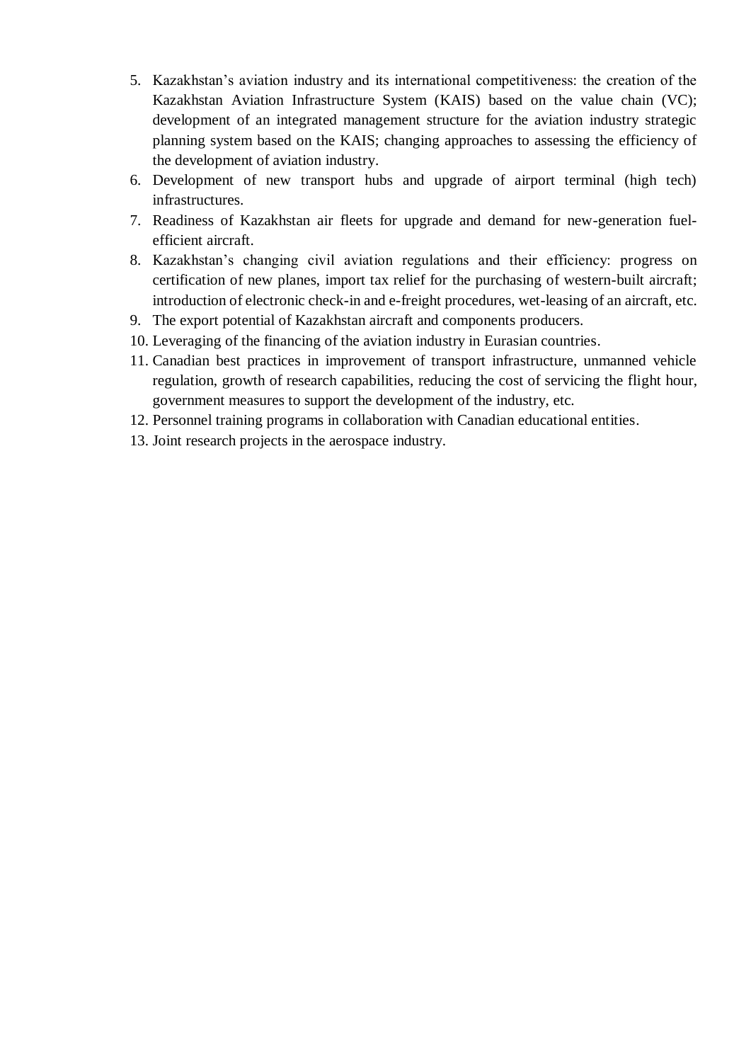5. Kazakhstan's aviation industry and its international competitiveness: the creation of the Kazakhstan Aviation Infrastructure System (KAIS) based on the value chain (VC); development of an integrated management structure for the aviation industry strategic planning system based on the KAIS; changing approaches to assessing the efficiency of the development of aviation industry.
6. Development of new transport hubs and upgrade of airport terminal (high tech) infrastructures.
7. Readiness of Kazakhstan air fleets for upgrade and demand for new-generation fuel-efficient aircraft.
8. Kazakhstan's changing civil aviation regulations and their efficiency: progress on certification of new planes, import tax relief for the purchasing of western-built aircraft; introduction of electronic check-in and e-freight procedures, wet-leasing of an aircraft, etc.
9. The export potential of Kazakhstan aircraft and components producers.
10. Leveraging of the financing of the aviation industry in Eurasian countries.
11. Canadian best practices in improvement of transport infrastructure, unmanned vehicle regulation, growth of research capabilities, reducing the cost of servicing the flight hour, government measures to support the development of the industry, etc.
12. Personnel training programs in collaboration with Canadian educational entities.
13. Joint research projects in the aerospace industry.